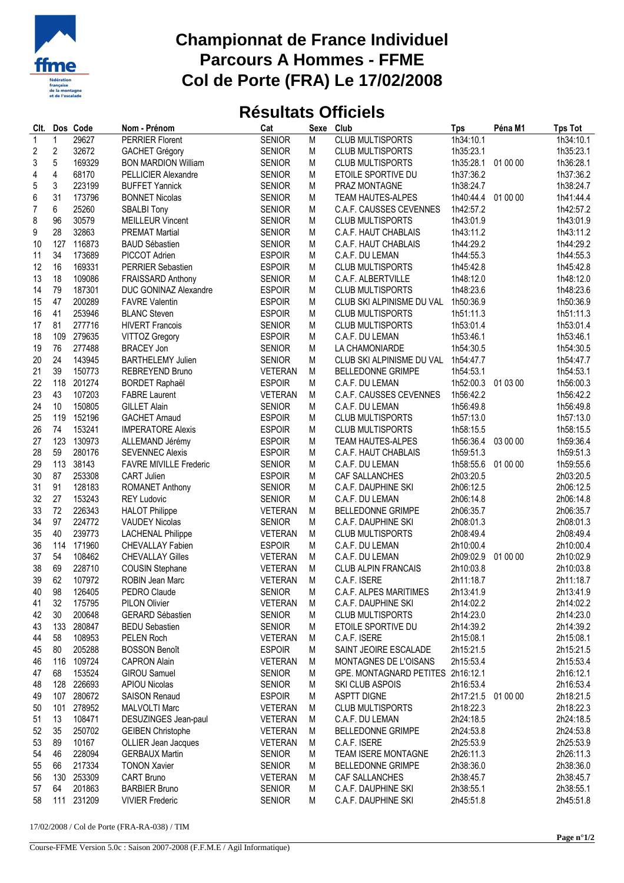# Championnat de France Individuel
# Parcours A Hommes - FFME
# Col de Porte (FRA) Le 17/02/2008

## Résultats Officiels

| Clt. | Dos | Code | Nom - Prénom | Cat | Sexe | Club | Tps | Péna M1 | Tps Tot |
|---|---|---|---|---|---|---|---|---|---|
| 1 | 1 | 29627 | PERRIER Florent | SENIOR | M | CLUB MULTISPORTS | 1h34:10.1 | | 1h34:10.1 |
| 2 | 2 | 32672 | GACHET Grégory | SENIOR | M | CLUB MULTISPORTS | 1h35:23.1 | | 1h35:23.1 |
| 3 | 5 | 169329 | BON MARDION William | SENIOR | M | CLUB MULTISPORTS | 1h35:28.1 | 01 00 00 | 1h36:28.1 |
| 4 | 4 | 68170 | PELLICIER Alexandre | SENIOR | M | ETOILE SPORTIVE DU | 1h37:36.2 | | 1h37:36.2 |
| 5 | 3 | 223199 | BUFFET Yannick | SENIOR | M | PRAZ MONTAGNE | 1h38:24.7 | | 1h38:24.7 |
| 6 | 31 | 173796 | BONNET Nicolas | SENIOR | M | TEAM HAUTES-ALPES | 1h40:44.4 | 01 00 00 | 1h41:44.4 |
| 7 | 6 | 25260 | SBALBI Tony | SENIOR | M | C.A.F. CAUSSES CEVENNES | 1h42:57.2 | | 1h42:57.2 |
| 8 | 96 | 30579 | MEILLEUR Vincent | SENIOR | M | CLUB MULTISPORTS | 1h43:01.9 | | 1h43:01.9 |
| 9 | 28 | 32863 | PREMAT Martial | SENIOR | M | C.A.F. HAUT CHABLAIS | 1h43:11.2 | | 1h43:11.2 |
| 10 | 127 | 116873 | BAUD Sébastien | SENIOR | M | C.A.F. HAUT CHABLAIS | 1h44:29.2 | | 1h44:29.2 |
| 11 | 34 | 173689 | PICCOT Adrien | ESPOIR | M | C.A.F. DU LEMAN | 1h44:55.3 | | 1h44:55.3 |
| 12 | 16 | 169331 | PERRIER Sebastien | ESPOIR | M | CLUB MULTISPORTS | 1h45:42.8 | | 1h45:42.8 |
| 13 | 18 | 109086 | FRAISSARD Anthony | SENIOR | M | C.A.F. ALBERTVILLE | 1h48:12.0 | | 1h48:12.0 |
| 14 | 79 | 187301 | DUC GONINAZ Alexandre | ESPOIR | M | CLUB MULTISPORTS | 1h48:23.6 | | 1h48:23.6 |
| 15 | 47 | 200289 | FAVRE Valentin | ESPOIR | M | CLUB SKI ALPINISME DU VAL | 1h50:36.9 | | 1h50:36.9 |
| 16 | 41 | 253946 | BLANC Steven | ESPOIR | M | CLUB MULTISPORTS | 1h51:11.3 | | 1h51:11.3 |
| 17 | 81 | 277716 | HIVERT Francois | SENIOR | M | CLUB MULTISPORTS | 1h53:01.4 | | 1h53:01.4 |
| 18 | 109 | 279635 | VITTOZ Gregory | ESPOIR | M | C.A.F. DU LEMAN | 1h53:46.1 | | 1h53:46.1 |
| 19 | 76 | 277488 | BRACEY Jon | SENIOR | M | LA CHAMONIARDE | 1h54:30.5 | | 1h54:30.5 |
| 20 | 24 | 143945 | BARTHELEMY Julien | SENIOR | M | CLUB SKI ALPINISME DU VAL | 1h54:47.7 | | 1h54:47.7 |
| 21 | 39 | 150773 | REBREYEND Bruno | VETERAN | M | BELLEDONNE GRIMPE | 1h54:53.1 | | 1h54:53.1 |
| 22 | 118 | 201274 | BORDET Raphaël | ESPOIR | M | C.A.F. DU LEMAN | 1h52:00.3 | 01 03 00 | 1h56:00.3 |
| 23 | 43 | 107203 | FABRE Laurent | VETERAN | M | C.A.F. CAUSSES CEVENNES | 1h56:42.2 | | 1h56:42.2 |
| 24 | 10 | 150805 | GILLET Alain | SENIOR | M | C.A.F. DU LEMAN | 1h56:49.8 | | 1h56:49.8 |
| 25 | 119 | 152196 | GACHET Arnaud | ESPOIR | M | CLUB MULTISPORTS | 1h57:13.0 | | 1h57:13.0 |
| 26 | 74 | 153241 | IMPERATORE Alexis | ESPOIR | M | CLUB MULTISPORTS | 1h58:15.5 | | 1h58:15.5 |
| 27 | 123 | 130973 | ALLEMAND Jérémy | ESPOIR | M | TEAM HAUTES-ALPES | 1h56:36.4 | 03 00 00 | 1h59:36.4 |
| 28 | 59 | 280176 | SEVENNEC Alexis | ESPOIR | M | C.A.F. HAUT CHABLAIS | 1h59:51.3 | | 1h59:51.3 |
| 29 | 113 | 38143 | FAVRE MIVILLE Frederic | SENIOR | M | C.A.F. DU LEMAN | 1h58:55.6 | 01 00 00 | 1h59:55.6 |
| 30 | 87 | 253308 | CART Julien | ESPOIR | M | CAF SALLANCHES | 2h03:20.5 | | 2h03:20.5 |
| 31 | 91 | 128183 | ROMANET Anthony | SENIOR | M | C.A.F. DAUPHINE SKI | 2h06:12.5 | | 2h06:12.5 |
| 32 | 27 | 153243 | REY Ludovic | SENIOR | M | C.A.F. DU LEMAN | 2h06:14.8 | | 2h06:14.8 |
| 33 | 72 | 226343 | HALOT Philippe | VETERAN | M | BELLEDONNE GRIMPE | 2h06:35.7 | | 2h06:35.7 |
| 34 | 97 | 224772 | VAUDEY Nicolas | SENIOR | M | C.A.F. DAUPHINE SKI | 2h08:01.3 | | 2h08:01.3 |
| 35 | 40 | 239773 | LACHENAL Philippe | VETERAN | M | CLUB MULTISPORTS | 2h08:49.4 | | 2h08:49.4 |
| 36 | 114 | 171960 | CHEVALLAY Fabien | ESPOIR | M | C.A.F. DU LEMAN | 2h10:00.4 | | 2h10:00.4 |
| 37 | 54 | 108462 | CHEVALLAY Gilles | VETERAN | M | C.A.F. DU LEMAN | 2h09:02.9 | 01 00 00 | 2h10:02.9 |
| 38 | 69 | 228710 | COUSIN Stephane | VETERAN | M | CLUB ALPIN FRANCAIS | 2h10:03.8 | | 2h10:03.8 |
| 39 | 62 | 107972 | ROBIN Jean Marc | VETERAN | M | C.A.F. ISERE | 2h11:18.7 | | 2h11:18.7 |
| 40 | 98 | 126405 | PEDRO Claude | SENIOR | M | C.A.F. ALPES MARITIMES | 2h13:41.9 | | 2h13:41.9 |
| 41 | 32 | 175795 | PILON Olivier | VETERAN | M | C.A.F. DAUPHINE SKI | 2h14:02.2 | | 2h14:02.2 |
| 42 | 30 | 200648 | GERARD Sébastien | SENIOR | M | CLUB MULTISPORTS | 2h14:23.0 | | 2h14:23.0 |
| 43 | 133 | 280847 | BEDU Sebastien | SENIOR | M | ETOILE SPORTIVE DU | 2h14:39.2 | | 2h14:39.2 |
| 44 | 58 | 108953 | PELEN Roch | VETERAN | M | C.A.F. ISERE | 2h15:08.1 | | 2h15:08.1 |
| 45 | 80 | 205288 | BOSSON Benoît | ESPOIR | M | SAINT JEOIRE ESCALADE | 2h15:21.5 | | 2h15:21.5 |
| 46 | 116 | 109724 | CAPRON Alain | VETERAN | M | MONTAGNES DE L'OISANS | 2h15:53.4 | | 2h15:53.4 |
| 47 | 68 | 153524 | GIROU Samuel | SENIOR | M | GPE. MONTAGNARD PETITES | 2h16:12.1 | | 2h16:12.1 |
| 48 | 128 | 226693 | APIOU Nicolas | SENIOR | M | SKI CLUB ASPOIS | 2h16:53.4 | | 2h16:53.4 |
| 49 | 107 | 280672 | SAISON Renaud | ESPOIR | M | ASPTT DIGNE | 2h17:21.5 | 01 00 00 | 2h18:21.5 |
| 50 | 101 | 278952 | MALVOLTI Marc | VETERAN | M | CLUB MULTISPORTS | 2h18:22.3 | | 2h18:22.3 |
| 51 | 13 | 108471 | DESUZINGES Jean-paul | VETERAN | M | C.A.F. DU LEMAN | 2h24:18.5 | | 2h24:18.5 |
| 52 | 35 | 250702 | GEIBEN Christophe | VETERAN | M | BELLEDONNE GRIMPE | 2h24:53.8 | | 2h24:53.8 |
| 53 | 89 | 10167 | OLLIER Jean Jacques | VETERAN | M | C.A.F. ISERE | 2h25:53.9 | | 2h25:53.9 |
| 54 | 46 | 228094 | GERBAUX Martin | SENIOR | M | TEAM ISERE MONTAGNE | 2h26:11.3 | | 2h26:11.3 |
| 55 | 66 | 217334 | TONON Xavier | SENIOR | M | BELLEDONNE GRIMPE | 2h38:36.0 | | 2h38:36.0 |
| 56 | 130 | 253309 | CART Bruno | VETERAN | M | CAF SALLANCHES | 2h38:45.7 | | 2h38:45.7 |
| 57 | 64 | 201863 | BARBIER Bruno | SENIOR | M | C.A.F. DAUPHINE SKI | 2h38:55.1 | | 2h38:55.1 |
| 58 | 111 | 231209 | VIVIER Frederic | SENIOR | M | C.A.F. DAUPHINE SKI | 2h45:51.8 | | 2h45:51.8 |

17/02/2008 / Col de Porte (FRA-RA-038) / TIM

Course-FFME Version 5.0c : Saison 2007-2008 (F.F.M.E / Agil Informatique)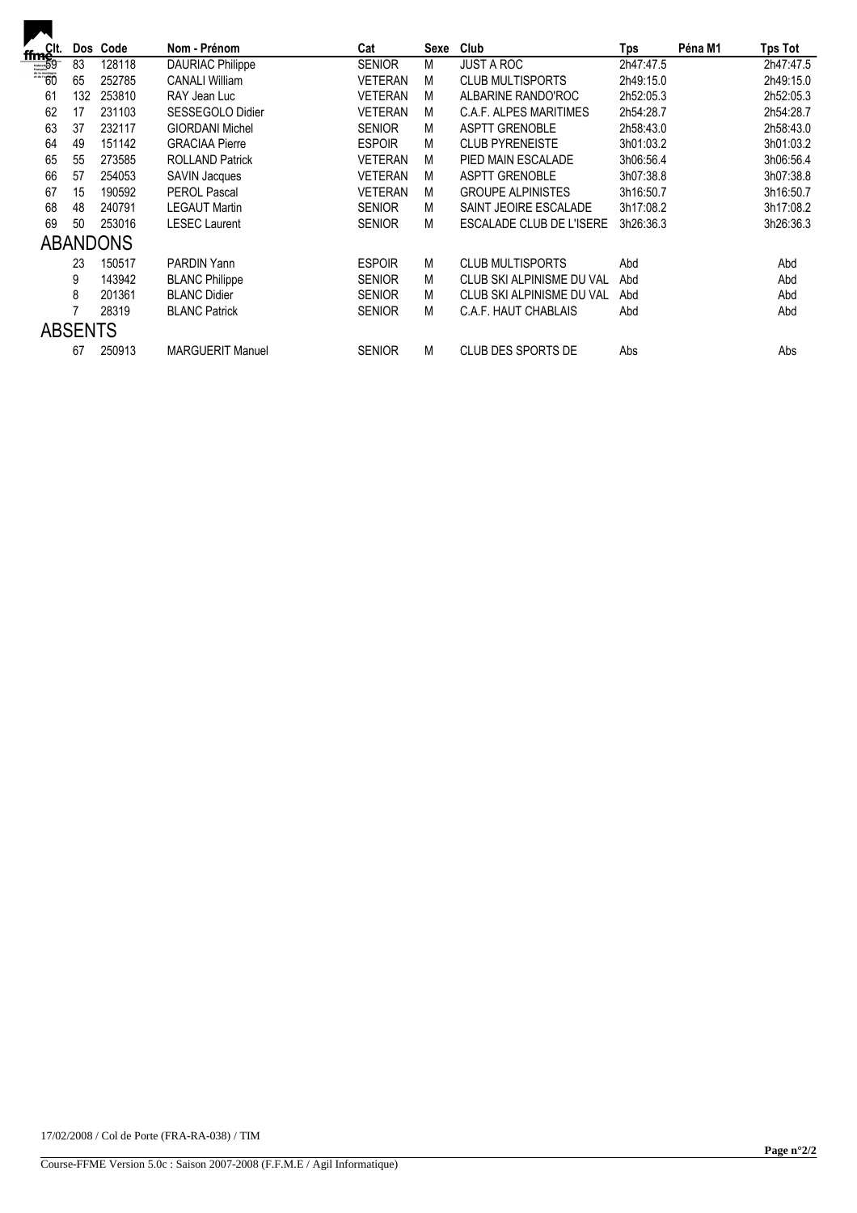| Clt. | Dos | Code | Nom - Prénom | Cat | Sexe | Club | Tps | Péna M1 | Tps Tot |
|---|---|---|---|---|---|---|---|---|---|
| 59 | 83 | 128118 | DAURIAC Philippe | SENIOR | M | JUST A ROC | 2h47:47.5 | | 2h47:47.5 |
| 60 | 65 | 252785 | CANALI William | VETERAN | M | CLUB MULTISPORTS | 2h49:15.0 | | 2h49:15.0 |
| 61 | 132 | 253810 | RAY Jean Luc | VETERAN | M | ALBARINE RANDO'ROC | 2h52:05.3 | | 2h52:05.3 |
| 62 | 17 | 231103 | SESSEGOLO Didier | VETERAN | M | C.A.F. ALPES MARITIMES | 2h54:28.7 | | 2h54:28.7 |
| 63 | 37 | 232117 | GIORDANI Michel | SENIOR | M | ASPTT GRENOBLE | 2h58:43.0 | | 2h58:43.0 |
| 64 | 49 | 151142 | GRACIAA Pierre | ESPOIR | M | CLUB PYRENEISTE | 3h01:03.2 | | 3h01:03.2 |
| 65 | 55 | 273585 | ROLLAND Patrick | VETERAN | M | PIED MAIN ESCALADE | 3h06:56.4 | | 3h06:56.4 |
| 66 | 57 | 254053 | SAVIN Jacques | VETERAN | M | ASPTT GRENOBLE | 3h07:38.8 | | 3h07:38.8 |
| 67 | 15 | 190592 | PEROL Pascal | VETERAN | M | GROUPE ALPINISTES | 3h16:50.7 | | 3h16:50.7 |
| 68 | 48 | 240791 | LEGAUT Martin | SENIOR | M | SAINT JEOIRE ESCALADE | 3h17:08.2 | | 3h17:08.2 |
| 69 | 50 | 253016 | LESEC Laurent | SENIOR | M | ESCALADE CLUB DE L'ISERE | 3h26:36.3 | | 3h26:36.3 |

## ABANDONS

| Clt. | Dos | Code | Nom - Prénom | Cat | Sexe | Club | Tps | Péna M1 | Tps Tot |
|---|---|---|---|---|---|---|---|---|---|
| | 23 | 150517 | PARDIN Yann | ESPOIR | M | CLUB MULTISPORTS | Abd | | Abd |
| | 9 | 143942 | BLANC Philippe | SENIOR | M | CLUB SKI ALPINISME DU VAL | Abd | | Abd |
| | 8 | 201361 | BLANC Didier | SENIOR | M | CLUB SKI ALPINISME DU VAL | Abd | | Abd |
| | 7 | 28319 | BLANC Patrick | SENIOR | M | C.A.F. HAUT CHABLAIS | Abd | | Abd |

## ABSENTS

| Clt. | Dos | Code | Nom - Prénom | Cat | Sexe | Club | Tps | Péna M1 | Tps Tot |
|---|---|---|---|---|---|---|---|---|---|
| | 67 | 250913 | MARGUERIT Manuel | SENIOR | M | CLUB DES SPORTS DE | Abs | | Abs |

17/02/2008 / Col de Porte (FRA-RA-038) / TIM

Course-FFME Version 5.0c : Saison 2007-2008 (F.F.M.E / Agil Informatique)